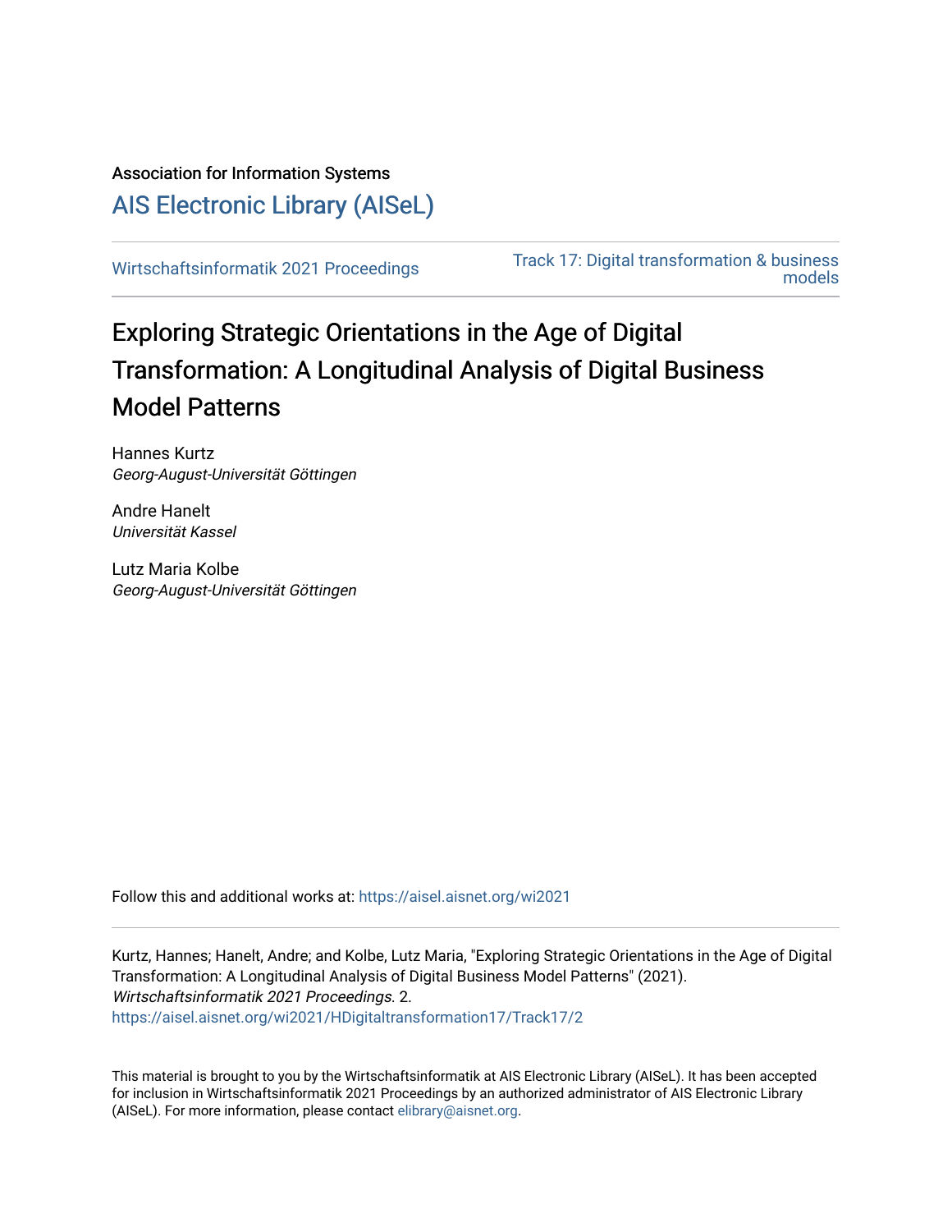Association for Information Systems

[AIS Electronic Library (AISeL)](https://aisel.aisnet.org/)

Wirtschaftsinformatik 2021 Proceedings

Track 17: Digital transformation & business models

# Exploring Strategic Orientations in the Age of Digital Transformation: A Longitudinal Analysis of Digital Business Model Patterns

Hannes Kurtz
*Georg-August-Universität Göttingen*

Andre Hanelt
*Universität Kassel*

Lutz Maria Kolbe
*Georg-August-Universität Göttingen*

Follow this and additional works at: https://aisel.aisnet.org/wi2021

Kurtz, Hannes; Hanelt, Andre; and Kolbe, Lutz Maria, "Exploring Strategic Orientations in the Age of Digital Transformation: A Longitudinal Analysis of Digital Business Model Patterns" (2021). *Wirtschaftsinformatik 2021 Proceedings*. 2.
https://aisel.aisnet.org/wi2021/HDigitaltransformation17/Track17/2

This material is brought to you by the Wirtschaftsinformatik at AIS Electronic Library (AISeL). It has been accepted for inclusion in Wirtschaftsinformatik 2021 Proceedings by an authorized administrator of AIS Electronic Library (AISeL). For more information, please contact elibrary@aisnet.org.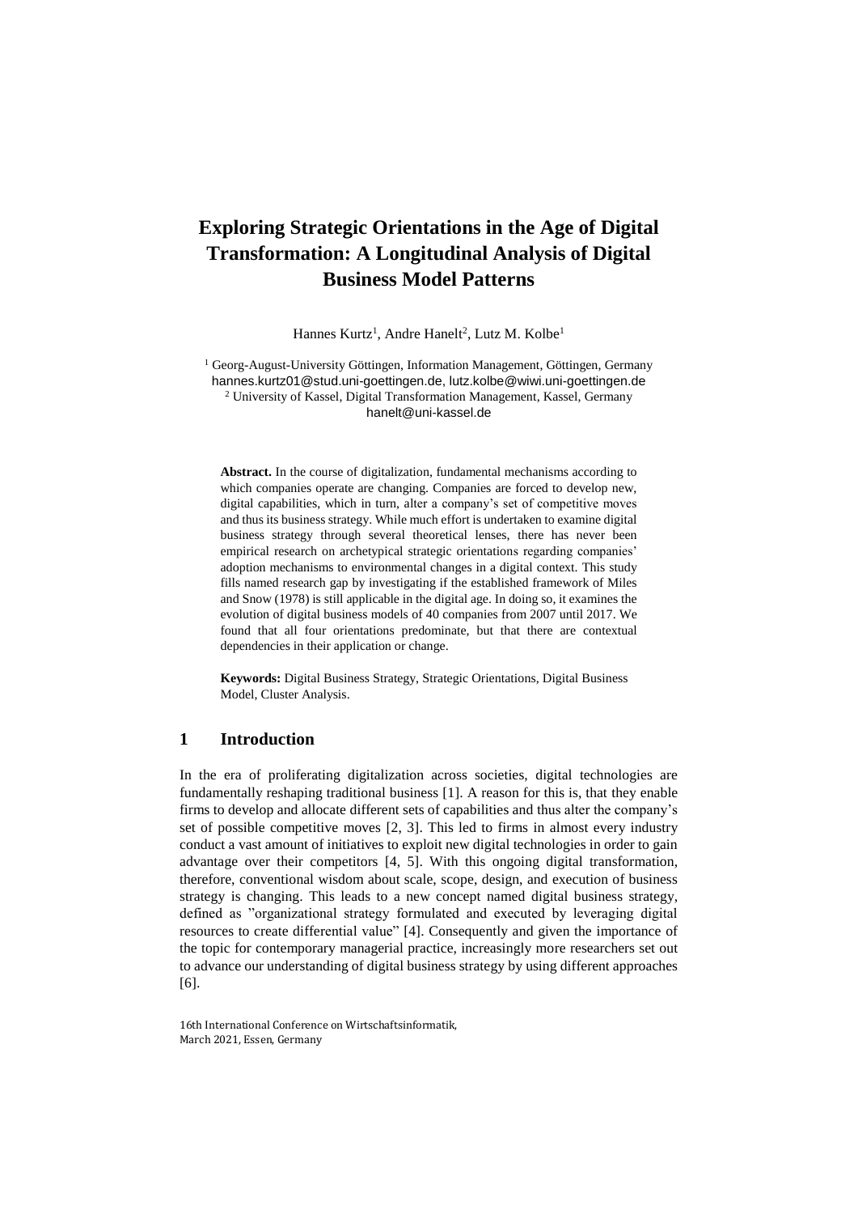# Exploring Strategic Orientations in the Age of Digital Transformation: A Longitudinal Analysis of Digital Business Model Patterns

Hannes Kurtz[1], Andre Hanelt[2], Lutz M. Kolbe[1]

[1] Georg-August-University Göttingen, Information Management, Göttingen, Germany
hannes.kurtz01@stud.uni-goettingen.de, lutz.kolbe@wiwi.uni-goettingen.de
[2] University of Kassel, Digital Transformation Management, Kassel, Germany
hanelt@uni-kassel.de

**Abstract.** In the course of digitalization, fundamental mechanisms according to which companies operate are changing. Companies are forced to develop new, digital capabilities, which in turn, alter a company's set of competitive moves and thus its business strategy. While much effort is undertaken to examine digital business strategy through several theoretical lenses, there has never been empirical research on archetypical strategic orientations regarding companies' adoption mechanisms to environmental changes in a digital context. This study fills named research gap by investigating if the established framework of Miles and Snow (1978) is still applicable in the digital age. In doing so, it examines the evolution of digital business models of 40 companies from 2007 until 2017. We found that all four orientations predominate, but that there are contextual dependencies in their application or change.

**Keywords:** Digital Business Strategy, Strategic Orientations, Digital Business Model, Cluster Analysis.

## 1 Introduction

In the era of proliferating digitalization across societies, digital technologies are fundamentally reshaping traditional business [1]. A reason for this is, that they enable firms to develop and allocate different sets of capabilities and thus alter the company's set of possible competitive moves [2, 3]. This led to firms in almost every industry conduct a vast amount of initiatives to exploit new digital technologies in order to gain advantage over their competitors [4, 5]. With this ongoing digital transformation, therefore, conventional wisdom about scale, scope, design, and execution of business strategy is changing. This leads to a new concept named digital business strategy, defined as "organizational strategy formulated and executed by leveraging digital resources to create differential value" [4]. Consequently and given the importance of the topic for contemporary managerial practice, increasingly more researchers set out to advance our understanding of digital business strategy by using different approaches [6].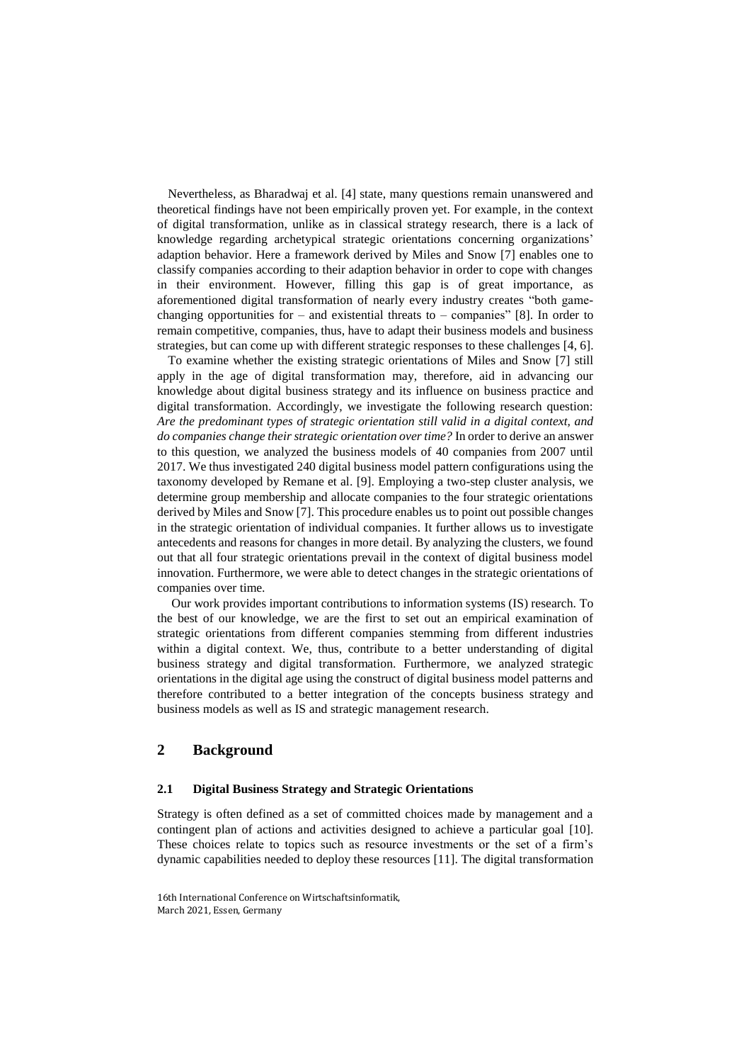Nevertheless, as Bharadwaj et al. [4] state, many questions remain unanswered and theoretical findings have not been empirically proven yet. For example, in the context of digital transformation, unlike as in classical strategy research, there is a lack of knowledge regarding archetypical strategic orientations concerning organizations' adaption behavior. Here a framework derived by Miles and Snow [7] enables one to classify companies according to their adaption behavior in order to cope with changes in their environment. However, filling this gap is of great importance, as aforementioned digital transformation of nearly every industry creates "both game-changing opportunities for – and existential threats to – companies" [8]. In order to remain competitive, companies, thus, have to adapt their business models and business strategies, but can come up with different strategic responses to these challenges [4, 6].

To examine whether the existing strategic orientations of Miles and Snow [7] still apply in the age of digital transformation may, therefore, aid in advancing our knowledge about digital business strategy and its influence on business practice and digital transformation. Accordingly, we investigate the following research question: *Are the predominant types of strategic orientation still valid in a digital context, and do companies change their strategic orientation over time?* In order to derive an answer to this question, we analyzed the business models of 40 companies from 2007 until 2017. We thus investigated 240 digital business model pattern configurations using the taxonomy developed by Remane et al. [9]. Employing a two-step cluster analysis, we determine group membership and allocate companies to the four strategic orientations derived by Miles and Snow [7]. This procedure enables us to point out possible changes in the strategic orientation of individual companies. It further allows us to investigate antecedents and reasons for changes in more detail. By analyzing the clusters, we found out that all four strategic orientations prevail in the context of digital business model innovation. Furthermore, we were able to detect changes in the strategic orientations of companies over time.

Our work provides important contributions to information systems (IS) research. To the best of our knowledge, we are the first to set out an empirical examination of strategic orientations from different companies stemming from different industries within a digital context. We, thus, contribute to a better understanding of digital business strategy and digital transformation. Furthermore, we analyzed strategic orientations in the digital age using the construct of digital business model patterns and therefore contributed to a better integration of the concepts business strategy and business models as well as IS and strategic management research.

## 2 Background

### 2.1 Digital Business Strategy and Strategic Orientations

Strategy is often defined as a set of committed choices made by management and a contingent plan of actions and activities designed to achieve a particular goal [10]. These choices relate to topics such as resource investments or the set of a firm's dynamic capabilities needed to deploy these resources [11]. The digital transformation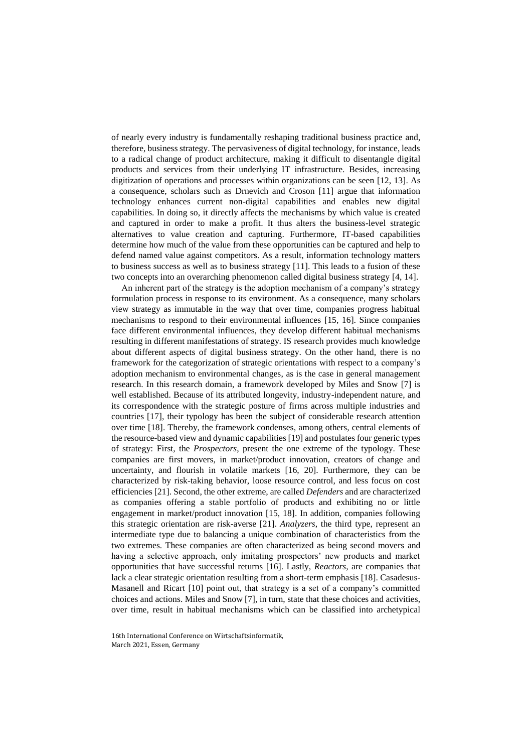of nearly every industry is fundamentally reshaping traditional business practice and, therefore, business strategy. The pervasiveness of digital technology, for instance, leads to a radical change of product architecture, making it difficult to disentangle digital products and services from their underlying IT infrastructure. Besides, increasing digitization of operations and processes within organizations can be seen [12, 13]. As a consequence, scholars such as Drnevich and Croson [11] argue that information technology enhances current non-digital capabilities and enables new digital capabilities. In doing so, it directly affects the mechanisms by which value is created and captured in order to make a profit. It thus alters the business-level strategic alternatives to value creation and capturing. Furthermore, IT-based capabilities determine how much of the value from these opportunities can be captured and help to defend named value against competitors. As a result, information technology matters to business success as well as to business strategy [11]. This leads to a fusion of these two concepts into an overarching phenomenon called digital business strategy [4, 14].

An inherent part of the strategy is the adoption mechanism of a company's strategy formulation process in response to its environment. As a consequence, many scholars view strategy as immutable in the way that over time, companies progress habitual mechanisms to respond to their environmental influences [15, 16]. Since companies face different environmental influences, they develop different habitual mechanisms resulting in different manifestations of strategy. IS research provides much knowledge about different aspects of digital business strategy. On the other hand, there is no framework for the categorization of strategic orientations with respect to a company's adoption mechanism to environmental changes, as is the case in general management research. In this research domain, a framework developed by Miles and Snow [7] is well established. Because of its attributed longevity, industry-independent nature, and its correspondence with the strategic posture of firms across multiple industries and countries [17], their typology has been the subject of considerable research attention over time [18]. Thereby, the framework condenses, among others, central elements of the resource-based view and dynamic capabilities [19] and postulates four generic types of strategy: First, the *Prospectors*, present the one extreme of the typology. These companies are first movers, in market/product innovation, creators of change and uncertainty, and flourish in volatile markets [16, 20]. Furthermore, they can be characterized by risk-taking behavior, loose resource control, and less focus on cost efficiencies [21]. Second, the other extreme, are called *Defenders* and are characterized as companies offering a stable portfolio of products and exhibiting no or little engagement in market/product innovation [15, 18]. In addition, companies following this strategic orientation are risk-averse [21]. *Analyzers*, the third type, represent an intermediate type due to balancing a unique combination of characteristics from the two extremes. These companies are often characterized as being second movers and having a selective approach, only imitating prospectors' new products and market opportunities that have successful returns [16]. Lastly, *Reactors*, are companies that lack a clear strategic orientation resulting from a short-term emphasis [18]. Casadesus-Masanell and Ricart [10] point out, that strategy is a set of a company's committed choices and actions. Miles and Snow [7], in turn, state that these choices and activities, over time, result in habitual mechanisms which can be classified into archetypical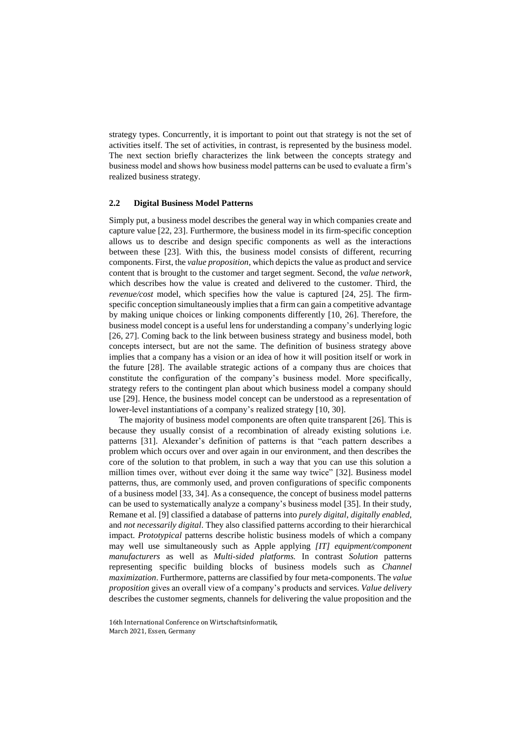strategy types. Concurrently, it is important to point out that strategy is not the set of activities itself. The set of activities, in contrast, is represented by the business model. The next section briefly characterizes the link between the concepts strategy and business model and shows how business model patterns can be used to evaluate a firm's realized business strategy.

### 2.2 Digital Business Model Patterns

Simply put, a business model describes the general way in which companies create and capture value [22, 23]. Furthermore, the business model in its firm-specific conception allows us to describe and design specific components as well as the interactions between these [23]. With this, the business model consists of different, recurring components. First, the *value proposition*, which depicts the value as product and service content that is brought to the customer and target segment. Second, the *value network*, which describes how the value is created and delivered to the customer. Third, the *revenue/cost* model, which specifies how the value is captured [24, 25]. The firm-specific conception simultaneously implies that a firm can gain a competitive advantage by making unique choices or linking components differently [10, 26]. Therefore, the business model concept is a useful lens for understanding a company's underlying logic [26, 27]. Coming back to the link between business strategy and business model, both concepts intersect, but are not the same. The definition of business strategy above implies that a company has a vision or an idea of how it will position itself or work in the future [28]. The available strategic actions of a company thus are choices that constitute the configuration of the company's business model. More specifically, strategy refers to the contingent plan about which business model a company should use [29]. Hence, the business model concept can be understood as a representation of lower-level instantiations of a company's realized strategy [10, 30].

The majority of business model components are often quite transparent [26]. This is because they usually consist of a recombination of already existing solutions i.e. patterns [31]. Alexander's definition of patterns is that "each pattern describes a problem which occurs over and over again in our environment, and then describes the core of the solution to that problem, in such a way that you can use this solution a million times over, without ever doing it the same way twice" [32]. Business model patterns, thus, are commonly used, and proven configurations of specific components of a business model [33, 34]. As a consequence, the concept of business model patterns can be used to systematically analyze a company's business model [35]. In their study, Remane et al. [9] classified a database of patterns into *purely digital*, *digitally enabled*, and *not necessarily digital*. They also classified patterns according to their hierarchical impact. *Prototypical* patterns describe holistic business models of which a company may well use simultaneously such as Apple applying *[IT] equipment/component manufacturers* as well as *Multi-sided platforms.* In contrast *Solution* patterns representing specific building blocks of business models such as *Channel maximization*. Furthermore, patterns are classified by four meta-components. The *value proposition* gives an overall view of a company's products and services. *Value delivery* describes the customer segments, channels for delivering the value proposition and the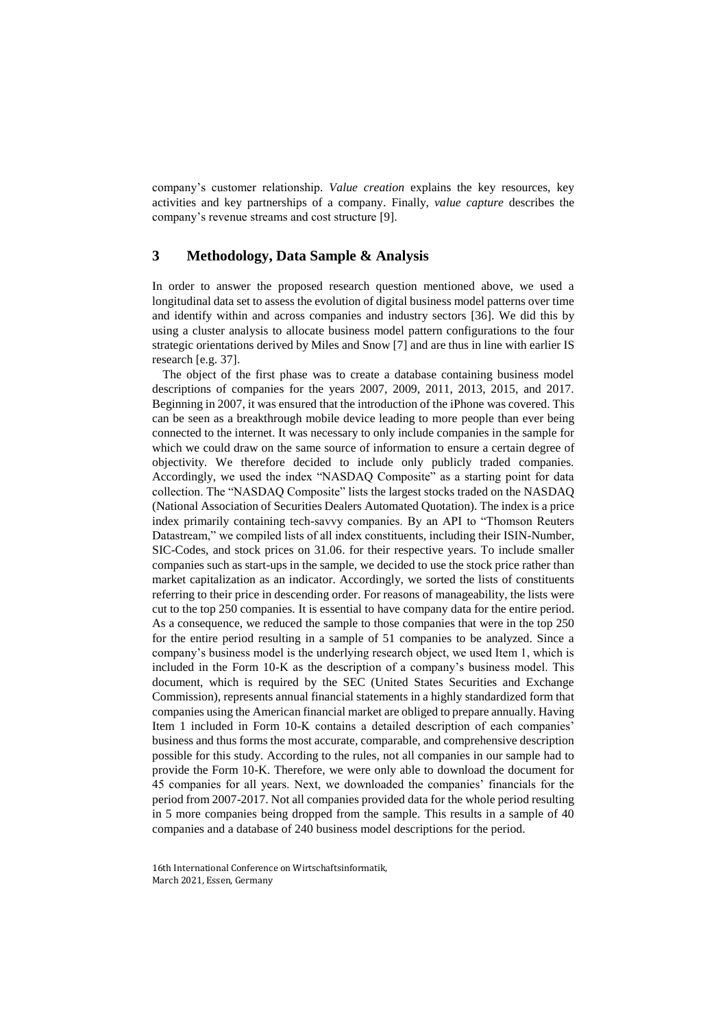company's customer relationship. *Value creation* explains the key resources, key activities and key partnerships of a company. Finally, *value capture* describes the company's revenue streams and cost structure [9].

## 3 Methodology, Data Sample & Analysis

In order to answer the proposed research question mentioned above, we used a longitudinal data set to assess the evolution of digital business model patterns over time and identify within and across companies and industry sectors [36]. We did this by using a cluster analysis to allocate business model pattern configurations to the four strategic orientations derived by Miles and Snow [7] and are thus in line with earlier IS research [e.g. 37].

The object of the first phase was to create a database containing business model descriptions of companies for the years 2007, 2009, 2011, 2013, 2015, and 2017. Beginning in 2007, it was ensured that the introduction of the iPhone was covered. This can be seen as a breakthrough mobile device leading to more people than ever being connected to the internet. It was necessary to only include companies in the sample for which we could draw on the same source of information to ensure a certain degree of objectivity. We therefore decided to include only publicly traded companies. Accordingly, we used the index "NASDAQ Composite" as a starting point for data collection. The "NASDAQ Composite" lists the largest stocks traded on the NASDAQ (National Association of Securities Dealers Automated Quotation). The index is a price index primarily containing tech-savvy companies. By an API to "Thomson Reuters Datastream," we compiled lists of all index constituents, including their ISIN-Number, SIC-Codes, and stock prices on 31.06. for their respective years. To include smaller companies such as start-ups in the sample, we decided to use the stock price rather than market capitalization as an indicator. Accordingly, we sorted the lists of constituents referring to their price in descending order. For reasons of manageability, the lists were cut to the top 250 companies. It is essential to have company data for the entire period. As a consequence, we reduced the sample to those companies that were in the top 250 for the entire period resulting in a sample of 51 companies to be analyzed. Since a company's business model is the underlying research object, we used Item 1, which is included in the Form 10-K as the description of a company's business model. This document, which is required by the SEC (United States Securities and Exchange Commission), represents annual financial statements in a highly standardized form that companies using the American financial market are obliged to prepare annually. Having Item 1 included in Form 10-K contains a detailed description of each companies' business and thus forms the most accurate, comparable, and comprehensive description possible for this study. According to the rules, not all companies in our sample had to provide the Form 10-K. Therefore, we were only able to download the document for 45 companies for all years. Next, we downloaded the companies' financials for the period from 2007-2017. Not all companies provided data for the whole period resulting in 5 more companies being dropped from the sample. This results in a sample of 40 companies and a database of 240 business model descriptions for the period.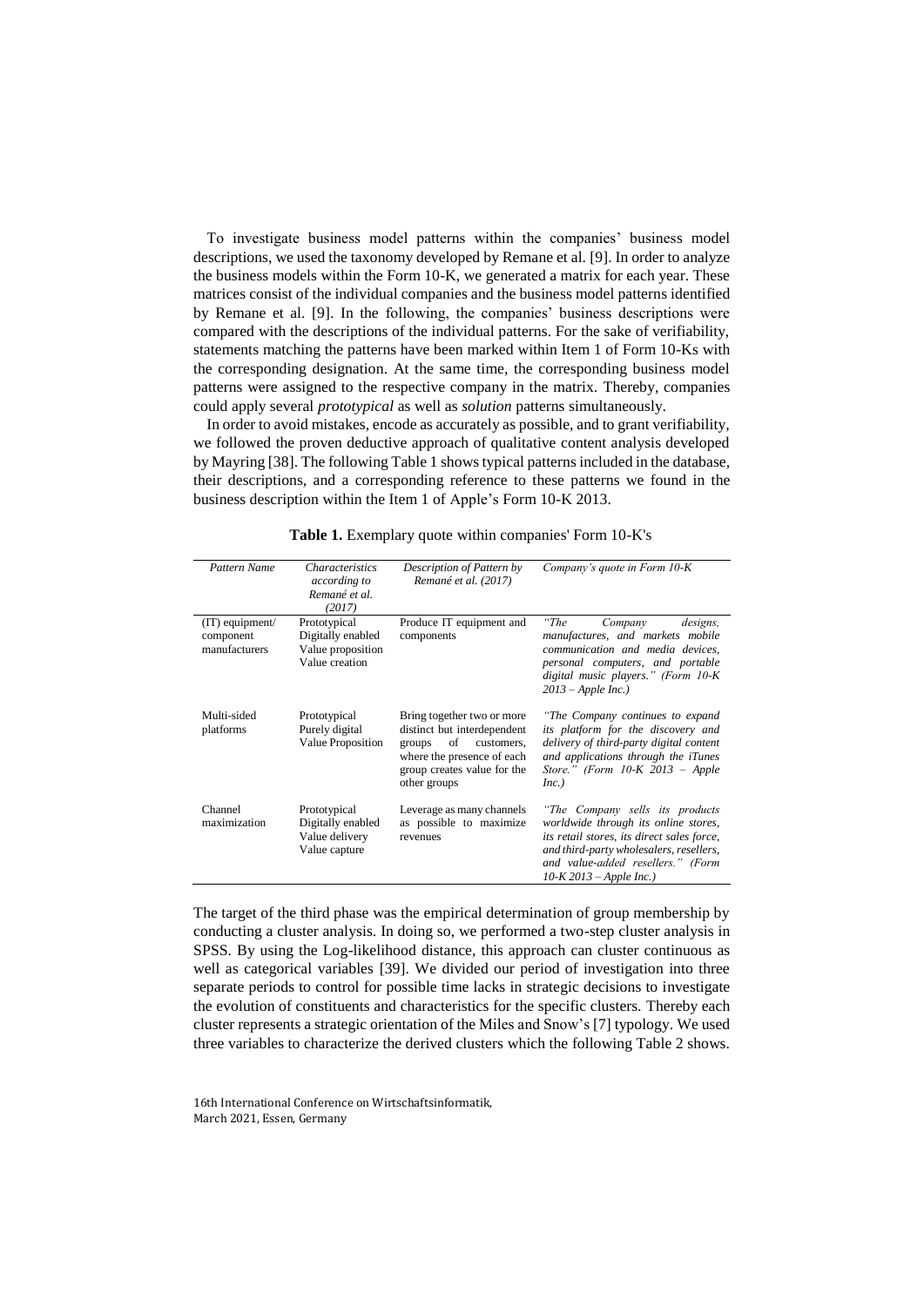To investigate business model patterns within the companies' business model descriptions, we used the taxonomy developed by Remane et al. [9]. In order to analyze the business models within the Form 10-K, we generated a matrix for each year. These matrices consist of the individual companies and the business model patterns identified by Remane et al. [9]. In the following, the companies' business descriptions were compared with the descriptions of the individual patterns. For the sake of verifiability, statements matching the patterns have been marked within Item 1 of Form 10-Ks with the corresponding designation. At the same time, the corresponding business model patterns were assigned to the respective company in the matrix. Thereby, companies could apply several *prototypical* as well as *solution* patterns simultaneously.

In order to avoid mistakes, encode as accurately as possible, and to grant verifiability, we followed the proven deductive approach of qualitative content analysis developed by Mayring [38]. The following Table 1 shows typical patterns included in the database, their descriptions, and a corresponding reference to these patterns we found in the business description within the Item 1 of Apple's Form 10-K 2013.

**Table 1.** Exemplary quote within companies' Form 10-K's

| *Pattern Name* | *Characteristics according to Remané et al. (2017)* | *Description of Pattern by Remané et al. (2017)* | *Company's quote in Form 10-K* |
|---|---|---|---|
| (IT) equipment/ component manufacturers | Prototypical<br>Digitally enabled<br>Value proposition<br>Value creation | Produce IT equipment and components | *"The Company designs, manufactures, and markets mobile communication and media devices, personal computers, and portable digital music players." (Form 10-K 2013 – Apple Inc.)* |
| Multi-sided platforms | Prototypical<br>Purely digital<br>Value Proposition | Bring together two or more distinct but interdependent groups of customers, where the presence of each group creates value for the other groups | *"The Company continues to expand its platform for the discovery and delivery of third-party digital content and applications through the iTunes Store." (Form 10-K 2013 – Apple Inc.)* |
| Channel maximization | Prototypical<br>Digitally enabled<br>Value delivery<br>Value capture | Leverage as many channels as possible to maximize revenues | *"The Company sells its products worldwide through its online stores, its retail stores, its direct sales force, and third-party wholesalers, resellers, and value-added resellers." (Form 10-K 2013 – Apple Inc.)* |

The target of the third phase was the empirical determination of group membership by conducting a cluster analysis. In doing so, we performed a two-step cluster analysis in SPSS. By using the Log-likelihood distance, this approach can cluster continuous as well as categorical variables [39]. We divided our period of investigation into three separate periods to control for possible time lacks in strategic decisions to investigate the evolution of constituents and characteristics for the specific clusters. Thereby each cluster represents a strategic orientation of the Miles and Snow's [7] typology. We used three variables to characterize the derived clusters which the following Table 2 shows.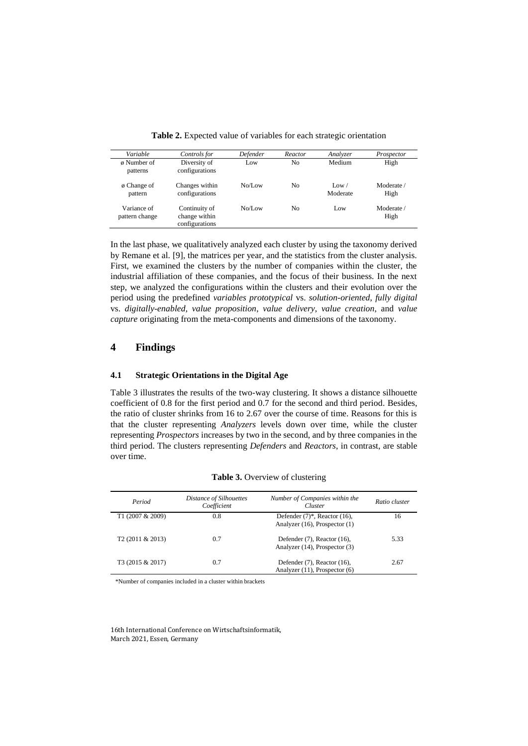**Table 2.** Expected value of variables for each strategic orientation

| *Variable* | *Controls for* | *Defender* | *Reactor* | *Analyzer* | *Prospector* |
|---|---|---|---|---|---|
| ø Number of patterns | Diversity of configurations | Low | No | Medium | High |
| ø Change of pattern | Changes within configurations | No/Low | No | Low / Moderate | Moderate / High |
| Variance of pattern change | Continuity of change within configurations | No/Low | No | Low | Moderate / High |

In the last phase, we qualitatively analyzed each cluster by using the taxonomy derived by Remane et al. [9], the matrices per year, and the statistics from the cluster analysis. First, we examined the clusters by the number of companies within the cluster, the industrial affiliation of these companies, and the focus of their business. In the next step, we analyzed the configurations within the clusters and their evolution over the period using the predefined *variables prototypical* vs. *solution-oriented*, *fully digital* vs. *digitally-enabled*, *value proposition*, *value delivery*, *value creation*, and *value capture* originating from the meta-components and dimensions of the taxonomy.

# 4 Findings

## 4.1 Strategic Orientations in the Digital Age

Table 3 illustrates the results of the two-way clustering. It shows a distance silhouette coefficient of 0.8 for the first period and 0.7 for the second and third period. Besides, the ratio of cluster shrinks from 16 to 2.67 over the course of time. Reasons for this is that the cluster representing *Analyzers* levels down over time, while the cluster representing *Prospectors* increases by two in the second, and by three companies in the third period. The clusters representing *Defenders* and *Reactors*, in contrast, are stable over time.

**Table 3.** Overview of clustering

| *Period* | *Distance of Silhouettes Coefficient* | *Number of Companies within the Cluster* | *Ratio cluster* |
|---|---|---|---|
| T1 (2007 & 2009) | 0.8 | Defender (7)*, Reactor (16), Analyzer (16), Prospector (1) | 16 |
| T2 (2011 & 2013) | 0.7 | Defender (7), Reactor (16), Analyzer (14), Prospector (3) | 5.33 |
| T3 (2015 & 2017) | 0.7 | Defender (7), Reactor (16), Analyzer (11), Prospector (6) | 2.67 |

*Number of companies included in a cluster within brackets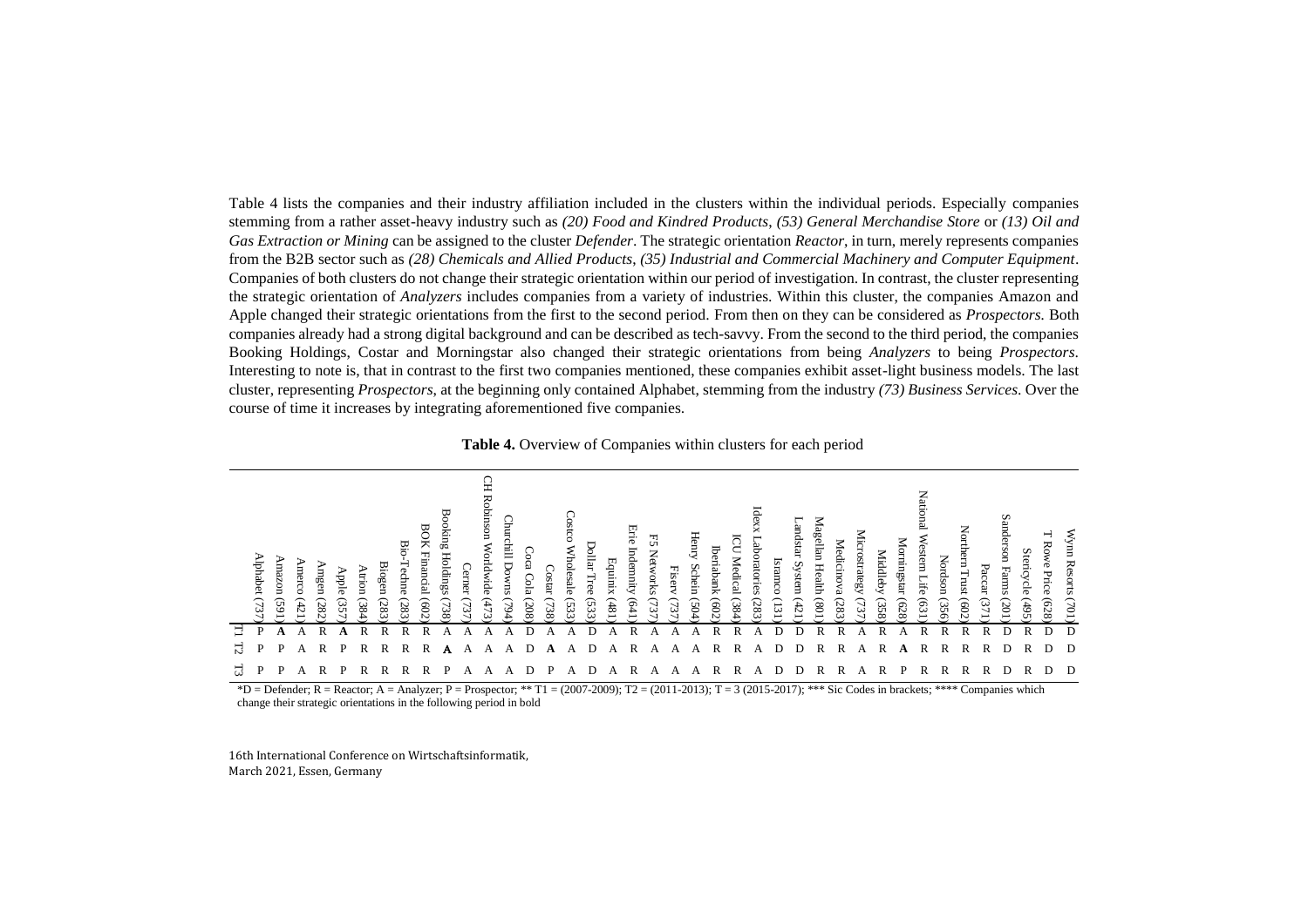Table 4 lists the companies and their industry affiliation included in the clusters within the individual periods. Especially companies stemming from a rather asset-heavy industry such as *(20) Food and Kindred Products*, *(53) General Merchandise Store* or *(13) Oil and Gas Extraction or Mining* can be assigned to the cluster *Defender*. The strategic orientation *Reactor*, in turn, merely represents companies from the B2B sector such as *(28) Chemicals and Allied Products*, *(35) Industrial and Commercial Machinery and Computer Equipment*. Companies of both clusters do not change their strategic orientation within our period of investigation. In contrast, the cluster representing the strategic orientation of *Analyzers* includes companies from a variety of industries. Within this cluster, the companies Amazon and Apple changed their strategic orientations from the first to the second period. From then on they can be considered as *Prospectors.* Both companies already had a strong digital background and can be described as tech-savvy. From the second to the third period, the companies Booking Holdings, Costar and Morningstar also changed their strategic orientations from being *Analyzers* to being *Prospectors*. Interesting to note is, that in contrast to the first two companies mentioned, these companies exhibit asset-light business models. The last cluster, representing *Prospectors*, at the beginning only contained Alphabet, stemming from the industry *(73) Business Services*. Over the course of time it increases by integrating aforementioned five companies.

**Table 4.** Overview of Companies within clusters for each period

| | Alphabet (737) | Amazon (591) | Amerco (421) | Amgen (282) | Apple (357) | Atrion (384) | Biogen (283) | Bio-Techne (283) | BOK Financial (602) | Booking Holdings (738) | Cerner (737) | CH Robinson Worldwide (473) | Churchill Downs (794) | Coca Cola (208) | Costar (738) | Costco Wholesale (533) | Dollar Tree (533) | Equinix (481) | Erie Indemnity (641) | F5 Networks (737) | Fiserv (737) | Henry Schein (504) | Iberiabank (602) | ICU Medical (384) | Idexx Laboratories (283) | Isramco (131) | Landstar System (421) | Magellan Health (801) | Medicinova (283) | Microstrategy (737) | Middleby (358) | Morningstar (628) | National Western Life (631) | Nordson (356) | Northern Trust (602) | Paccar (371) | Sanderson Farms (201) | Stericycle (495) | T Rowe Price (628) | Wynn Resorts (701) |
|---|---|---|---|---|---|---|---|---|---|---|---|---|---|---|---|---|---|---|---|---|---|---|---|---|---|---|---|---|---|---|---|---|---|---|---|---|---|---|---|---|
| T1 | P | **A** | A | R | **A** | R | R | R | R | A | A | A | A | D | A | A | D | A | R | A | A | A | R | R | A | D | D | R | R | A | R | A | R | R | R | R | D | R | D | D |
| T2 | P | P | A | R | P | R | R | R | R | **A** | A | A | A | D | **A** | A | D | A | R | A | A | A | R | R | A | D | D | R | R | A | R | **A** | R | R | R | R | D | R | D | D |
| T3 | P | P | A | R | P | R | R | R | R | P | A | A | A | D | P | A | D | A | R | A | A | A | R | R | A | D | D | R | R | A | R | P | R | R | R | R | D | R | D | D |

*D = Defender; R = Reactor; A = Analyzer; P = Prospector; ** T1 = (2007-2009); T2 = (2011-2013); T = 3 (2015-2017); *** Sic Codes in brackets; **** Companies which change their strategic orientations in the following period in bold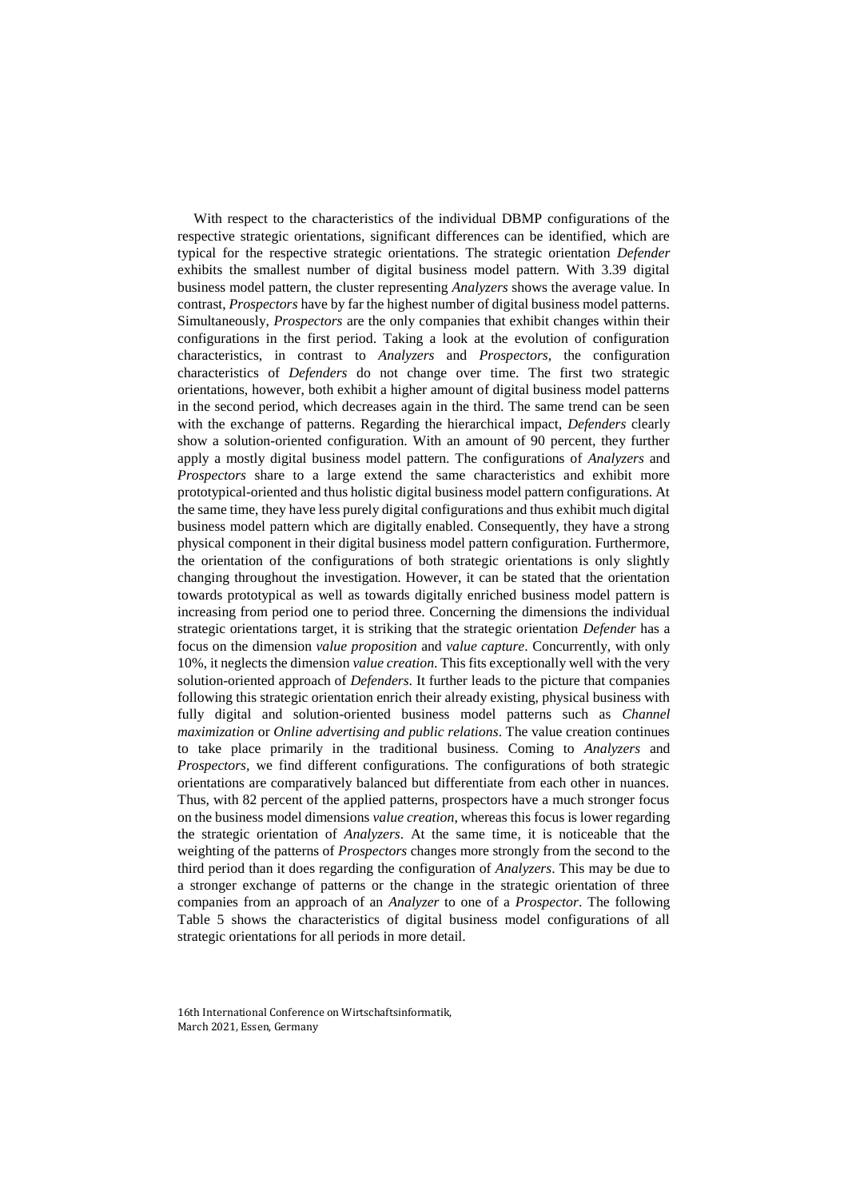With respect to the characteristics of the individual DBMP configurations of the respective strategic orientations, significant differences can be identified, which are typical for the respective strategic orientations. The strategic orientation *Defender* exhibits the smallest number of digital business model pattern. With 3.39 digital business model pattern, the cluster representing *Analyzers* shows the average value. In contrast, *Prospectors* have by far the highest number of digital business model patterns. Simultaneously, *Prospectors* are the only companies that exhibit changes within their configurations in the first period. Taking a look at the evolution of configuration characteristics, in contrast to *Analyzers* and *Prospectors*, the configuration characteristics of *Defenders* do not change over time. The first two strategic orientations, however, both exhibit a higher amount of digital business model patterns in the second period, which decreases again in the third. The same trend can be seen with the exchange of patterns. Regarding the hierarchical impact, *Defenders* clearly show a solution-oriented configuration. With an amount of 90 percent, they further apply a mostly digital business model pattern. The configurations of *Analyzers* and *Prospectors* share to a large extend the same characteristics and exhibit more prototypical-oriented and thus holistic digital business model pattern configurations. At the same time, they have less purely digital configurations and thus exhibit much digital business model pattern which are digitally enabled. Consequently, they have a strong physical component in their digital business model pattern configuration. Furthermore, the orientation of the configurations of both strategic orientations is only slightly changing throughout the investigation. However, it can be stated that the orientation towards prototypical as well as towards digitally enriched business model pattern is increasing from period one to period three. Concerning the dimensions the individual strategic orientations target, it is striking that the strategic orientation *Defender* has a focus on the dimension *value proposition* and *value capture*. Concurrently, with only 10%, it neglects the dimension *value creation*. This fits exceptionally well with the very solution-oriented approach of *Defenders*. It further leads to the picture that companies following this strategic orientation enrich their already existing, physical business with fully digital and solution-oriented business model patterns such as *Channel maximization* or *Online advertising and public relations*. The value creation continues to take place primarily in the traditional business. Coming to *Analyzers* and *Prospectors*, we find different configurations. The configurations of both strategic orientations are comparatively balanced but differentiate from each other in nuances. Thus, with 82 percent of the applied patterns, prospectors have a much stronger focus on the business model dimensions *value creation*, whereas this focus is lower regarding the strategic orientation of *Analyzers*. At the same time, it is noticeable that the weighting of the patterns of *Prospectors* changes more strongly from the second to the third period than it does regarding the configuration of *Analyzers*. This may be due to a stronger exchange of patterns or the change in the strategic orientation of three companies from an approach of an *Analyzer* to one of a *Prospector*. The following Table 5 shows the characteristics of digital business model configurations of all strategic orientations for all periods in more detail.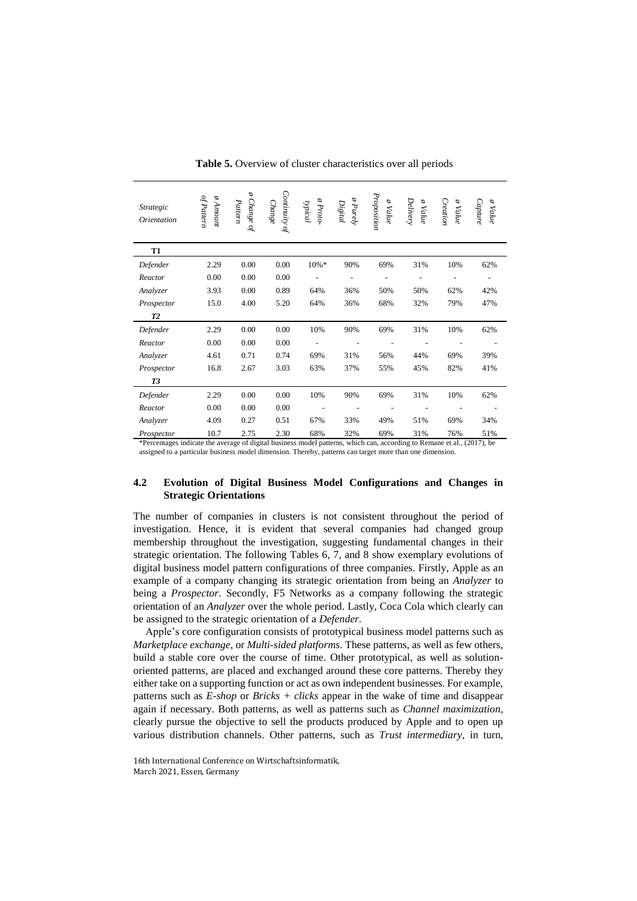**Table 5.** Overview of cluster characteristics over all periods

| *Strategic Orientation* | *ø Amount of Pattern* | *ø Change of Pattern* | *Continuity of Change* | *ø Proto-typical* | *ø Purely Digital* | *ø Value Proposition* | *ø Value Delivery* | *ø Value Creation* | *ø Value Capture* |
|---|---|---|---|---|---|---|---|---|---|
| **T1** | | | | | | | | | |
| *Defender* | 2.29 | 0.00 | 0.00 | 10%* | 90% | 69% | 31% | 10% | 62% |
| *Reactor* | 0.00 | 0.00 | 0.00 | - | - | - | - | - | - |
| *Analyzer* | 3.93 | 0.00 | 0.89 | 64% | 36% | 50% | 50% | 62% | 42% |
| *Prospector* | 15.0 | 4.00 | 5.20 | 64% | 36% | 68% | 32% | 79% | 47% |
| ***T2*** | | | | | | | | | |
| *Defender* | 2.29 | 0.00 | 0.00 | 10% | 90% | 69% | 31% | 10% | 62% |
| *Reactor* | 0.00 | 0.00 | 0.00 | - | - | - | - | - | - |
| *Analyzer* | 4.61 | 0.71 | 0.74 | 69% | 31% | 56% | 44% | 69% | 39% |
| *Prospector* | 16.8 | 2.67 | 3.03 | 63% | 37% | 55% | 45% | 82% | 41% |
| ***T3*** | | | | | | | | | |
| *Defender* | 2.29 | 0.00 | 0.00 | 10% | 90% | 69% | 31% | 10% | 62% |
| *Reactor* | 0.00 | 0.00 | 0.00 | - | - | - | - | - | - |
| *Analyzer* | 4.09 | 0.27 | 0.51 | 67% | 33% | 49% | 51% | 69% | 34% |
| *Prospector* | 10.7 | 2.75 | 2.30 | 68% | 32% | 69% | 31% | 76% | 51% |

*Percentages indicate the average of digital business model patterns, which can, according to Remane et al., (2017), be assigned to a particular business model dimension. Thereby, patterns can target more than one dimension.

### 4.2 Evolution of Digital Business Model Configurations and Changes in Strategic Orientations

The number of companies in clusters is not consistent throughout the period of investigation. Hence, it is evident that several companies had changed group membership throughout the investigation, suggesting fundamental changes in their strategic orientation. The following Tables 6, 7, and 8 show exemplary evolutions of digital business model pattern configurations of three companies. Firstly, Apple as an example of a company changing its strategic orientation from being an *Analyzer* to being a *Prospector*. Secondly, F5 Networks as a company following the strategic orientation of an *Analyzer* over the whole period. Lastly, Coca Cola which clearly can be assigned to the strategic orientation of a *Defender*.

Apple's core configuration consists of prototypical business model patterns such as *Marketplace exchange*, or *Multi-sided platforms*. These patterns, as well as few others, build a stable core over the course of time. Other prototypical, as well as solution-oriented patterns, are placed and exchanged around these core patterns. Thereby they either take on a supporting function or act as own independent businesses. For example, patterns such as *E-shop* or *Bricks + clicks* appear in the wake of time and disappear again if necessary. Both patterns, as well as patterns such as *Channel maximization*, clearly pursue the objective to sell the products produced by Apple and to open up various distribution channels. Other patterns, such as *Trust intermediary*, in turn,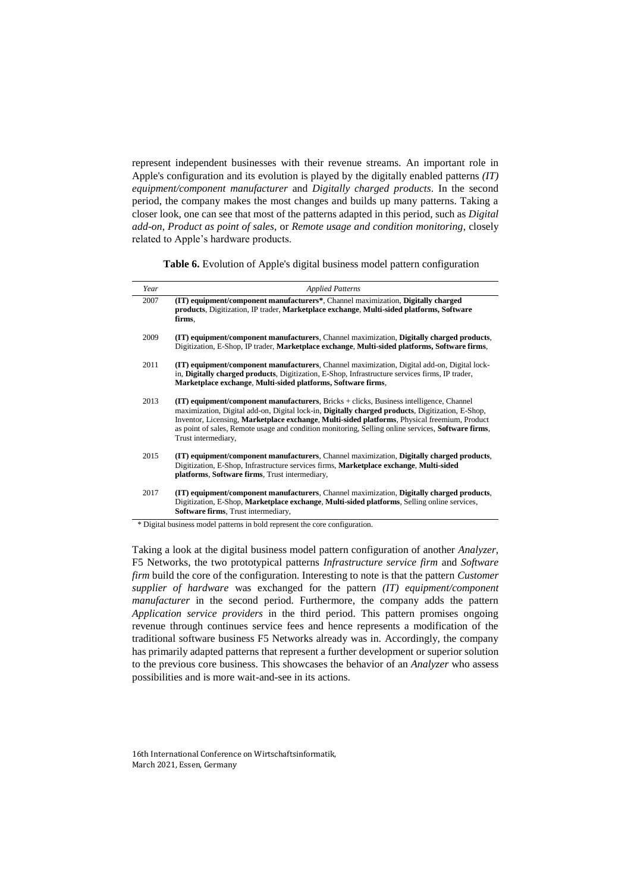represent independent businesses with their revenue streams. An important role in Apple's configuration and its evolution is played by the digitally enabled patterns *(IT) equipment/component manufacturer* and *Digitally charged products*. In the second period, the company makes the most changes and builds up many patterns. Taking a closer look, one can see that most of the patterns adapted in this period, such as *Digital add-on*, *Product as point of sales*, or *Remote usage and condition monitoring*, closely related to Apple's hardware products.

**Table 6.** Evolution of Apple's digital business model pattern configuration

| *Year* | *Applied Patterns* |
|---|---|
| 2007 | **(IT) equipment/component manufacturers***, Channel maximization, **Digitally charged products**, Digitization, IP trader, **Marketplace exchange**, **Multi-sided platforms, Software firms**, |
| 2009 | **(IT) equipment/component manufacturers**, Channel maximization, **Digitally charged products**, Digitization, E-Shop, IP trader, **Marketplace exchange**, **Multi-sided platforms, Software firms**, |
| 2011 | **(IT) equipment/component manufacturers**, Channel maximization, Digital add-on, Digital lock-in, **Digitally charged products**, Digitization, E-Shop, Infrastructure services firms, IP trader, **Marketplace exchange**, **Multi-sided platforms, Software firms**, |
| 2013 | **(IT) equipment/component manufacturers**, Bricks + clicks, Business intelligence, Channel maximization, Digital add-on, Digital lock-in, **Digitally charged products**, Digitization, E-Shop, Inventor, Licensing, **Marketplace exchange**, **Multi-sided platforms**, Physical freemium, Product as point of sales, Remote usage and condition monitoring, Selling online services, **Software firms**, Trust intermediary, |
| 2015 | **(IT) equipment/component manufacturers**, Channel maximization, **Digitally charged products**, Digitization, E-Shop, Infrastructure services firms, **Marketplace exchange**, **Multi-sided platforms**, **Software firms**, Trust intermediary, |
| 2017 | **(IT) equipment/component manufacturers**, Channel maximization, **Digitally charged products**, Digitization, E-Shop, **Marketplace exchange**, **Multi-sided platforms**, Selling online services, **Software firms**, Trust intermediary, |

\* Digital business model patterns in bold represent the core configuration.

Taking a look at the digital business model pattern configuration of another *Analyzer*, F5 Networks, the two prototypical patterns *Infrastructure service firm* and *Software firm* build the core of the configuration. Interesting to note is that the pattern *Customer supplier of hardware* was exchanged for the pattern *(IT) equipment/component manufacturer* in the second period. Furthermore, the company adds the pattern *Application service providers* in the third period. This pattern promises ongoing revenue through continues service fees and hence represents a modification of the traditional software business F5 Networks already was in. Accordingly, the company has primarily adapted patterns that represent a further development or superior solution to the previous core business. This showcases the behavior of an *Analyzer* who assess possibilities and is more wait-and-see in its actions.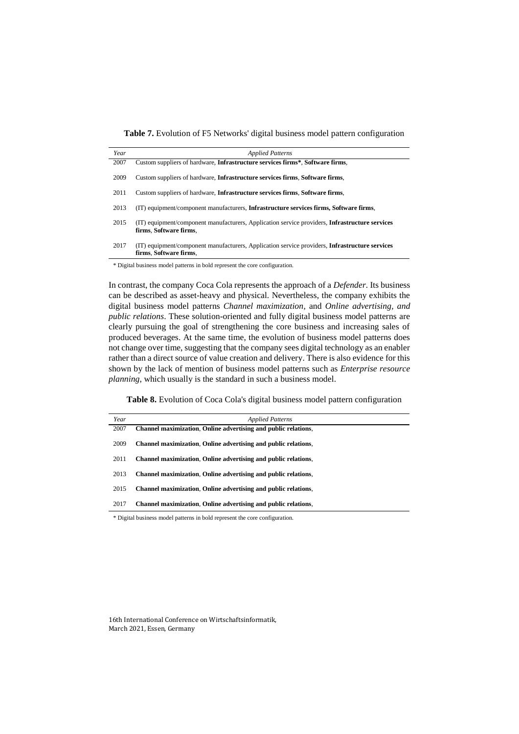**Table 7.** Evolution of F5 Networks' digital business model pattern configuration

| *Year* | *Applied Patterns* |
|---|---|
| 2007 | Custom suppliers of hardware, **Infrastructure services firms***, **Software firms**, |
| 2009 | Custom suppliers of hardware, **Infrastructure services firms**, **Software firms**, |
| 2011 | Custom suppliers of hardware, **Infrastructure services firms**, **Software firms**, |
| 2013 | (IT) equipment/component manufacturers, **Infrastructure services firms, Software firms**, |
| 2015 | (IT) equipment/component manufacturers, Application service providers, **Infrastructure services firms**, **Software firms**, |
| 2017 | (IT) equipment/component manufacturers, Application service providers, **Infrastructure services firms**, **Software firms**, |

\* Digital business model patterns in bold represent the core configuration.

In contrast, the company Coca Cola represents the approach of a *Defender*. Its business can be described as asset-heavy and physical. Nevertheless, the company exhibits the digital business model patterns *Channel maximization*, and *Online advertising, and public relations*. These solution-oriented and fully digital business model patterns are clearly pursuing the goal of strengthening the core business and increasing sales of produced beverages. At the same time, the evolution of business model patterns does not change over time, suggesting that the company sees digital technology as an enabler rather than a direct source of value creation and delivery. There is also evidence for this shown by the lack of mention of business model patterns such as *Enterprise resource planning*, which usually is the standard in such a business model.

**Table 8.** Evolution of Coca Cola's digital business model pattern configuration

| *Year* | *Applied Patterns* |
|---|---|
| 2007 | **Channel maximization**, **Online advertising and public relations**, |
| 2009 | **Channel maximization**, **Online advertising and public relations**, |
| 2011 | **Channel maximization**, **Online advertising and public relations**, |
| 2013 | **Channel maximization**, **Online advertising and public relations**, |
| 2015 | **Channel maximization**, **Online advertising and public relations**, |
| 2017 | **Channel maximization**, **Online advertising and public relations**, |

\* Digital business model patterns in bold represent the core configuration.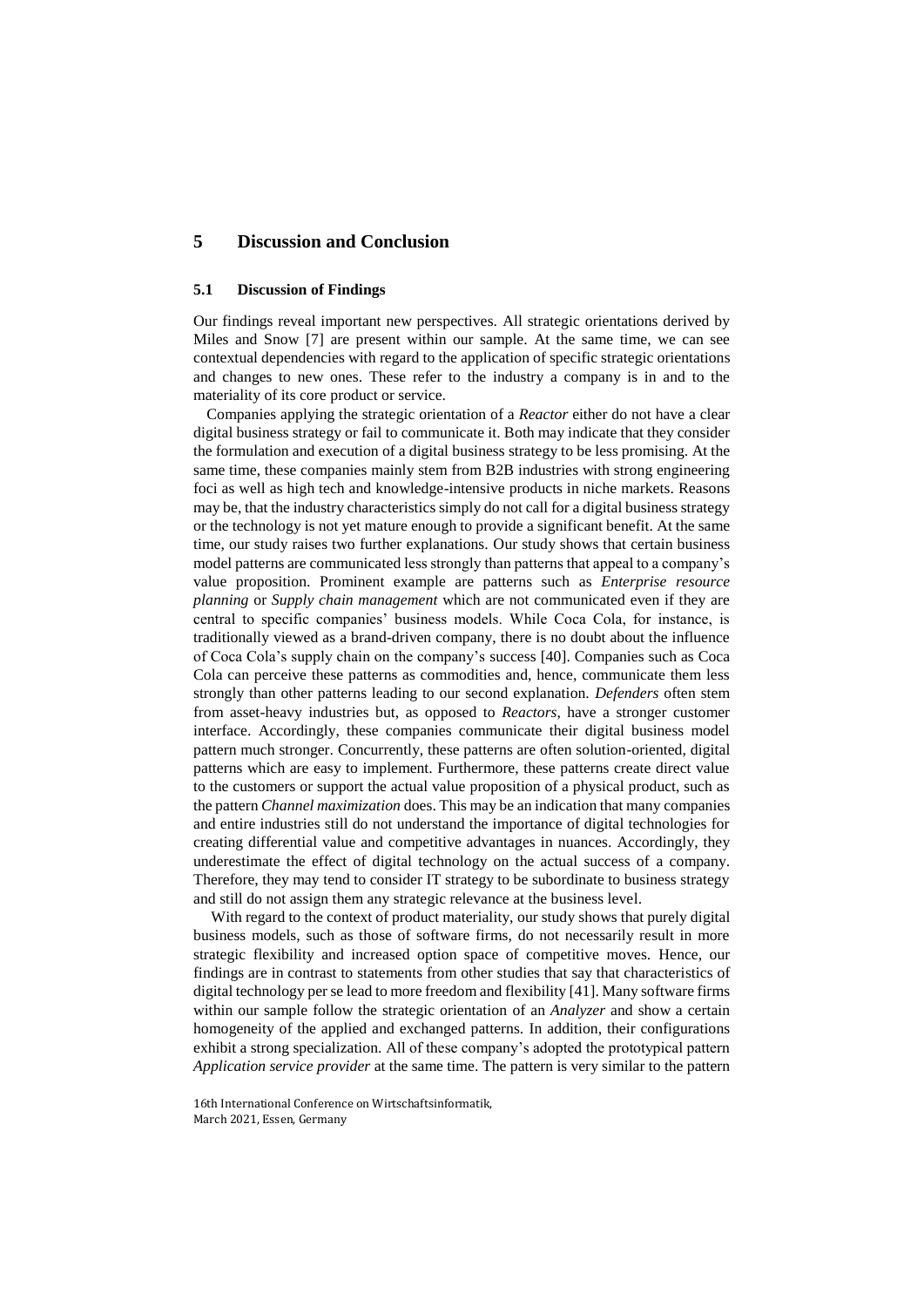## 5 Discussion and Conclusion

### 5.1 Discussion of Findings

Our findings reveal important new perspectives. All strategic orientations derived by Miles and Snow [7] are present within our sample. At the same time, we can see contextual dependencies with regard to the application of specific strategic orientations and changes to new ones. These refer to the industry a company is in and to the materiality of its core product or service.

Companies applying the strategic orientation of a *Reactor* either do not have a clear digital business strategy or fail to communicate it. Both may indicate that they consider the formulation and execution of a digital business strategy to be less promising. At the same time, these companies mainly stem from B2B industries with strong engineering foci as well as high tech and knowledge-intensive products in niche markets. Reasons may be, that the industry characteristics simply do not call for a digital business strategy or the technology is not yet mature enough to provide a significant benefit. At the same time, our study raises two further explanations. Our study shows that certain business model patterns are communicated less strongly than patterns that appeal to a company's value proposition. Prominent example are patterns such as *Enterprise resource planning* or *Supply chain management* which are not communicated even if they are central to specific companies' business models. While Coca Cola, for instance, is traditionally viewed as a brand-driven company, there is no doubt about the influence of Coca Cola's supply chain on the company's success [40]. Companies such as Coca Cola can perceive these patterns as commodities and, hence, communicate them less strongly than other patterns leading to our second explanation. *Defenders* often stem from asset-heavy industries but, as opposed to *Reactors*, have a stronger customer interface. Accordingly, these companies communicate their digital business model pattern much stronger. Concurrently, these patterns are often solution-oriented, digital patterns which are easy to implement. Furthermore, these patterns create direct value to the customers or support the actual value proposition of a physical product, such as the pattern *Channel maximization* does. This may be an indication that many companies and entire industries still do not understand the importance of digital technologies for creating differential value and competitive advantages in nuances. Accordingly, they underestimate the effect of digital technology on the actual success of a company. Therefore, they may tend to consider IT strategy to be subordinate to business strategy and still do not assign them any strategic relevance at the business level.

With regard to the context of product materiality, our study shows that purely digital business models, such as those of software firms, do not necessarily result in more strategic flexibility and increased option space of competitive moves. Hence, our findings are in contrast to statements from other studies that say that characteristics of digital technology per se lead to more freedom and flexibility [41]. Many software firms within our sample follow the strategic orientation of an *Analyzer* and show a certain homogeneity of the applied and exchanged patterns. In addition, their configurations exhibit a strong specialization. All of these company's adopted the prototypical pattern *Application service provider* at the same time. The pattern is very similar to the pattern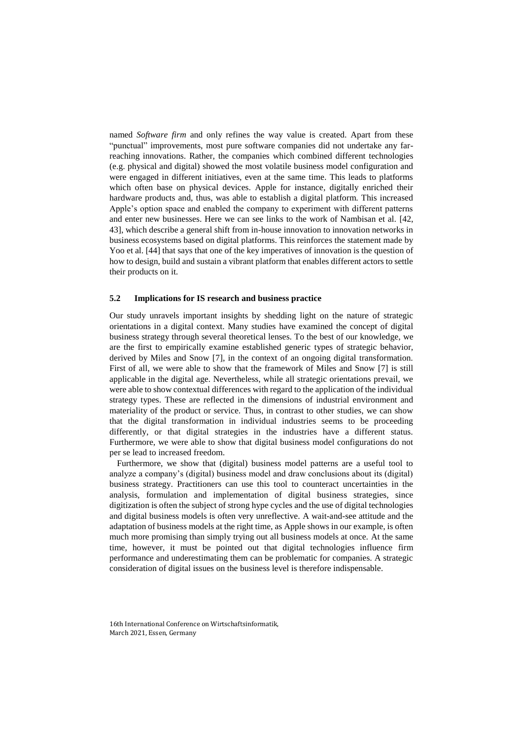named *Software firm* and only refines the way value is created. Apart from these "punctual" improvements, most pure software companies did not undertake any far-reaching innovations. Rather, the companies which combined different technologies (e.g. physical and digital) showed the most volatile business model configuration and were engaged in different initiatives, even at the same time. This leads to platforms which often base on physical devices. Apple for instance, digitally enriched their hardware products and, thus, was able to establish a digital platform. This increased Apple's option space and enabled the company to experiment with different patterns and enter new businesses. Here we can see links to the work of Nambisan et al. [42, 43], which describe a general shift from in-house innovation to innovation networks in business ecosystems based on digital platforms. This reinforces the statement made by Yoo et al. [44] that says that one of the key imperatives of innovation is the question of how to design, build and sustain a vibrant platform that enables different actors to settle their products on it.

### 5.2 Implications for IS research and business practice

Our study unravels important insights by shedding light on the nature of strategic orientations in a digital context. Many studies have examined the concept of digital business strategy through several theoretical lenses. To the best of our knowledge, we are the first to empirically examine established generic types of strategic behavior, derived by Miles and Snow [7], in the context of an ongoing digital transformation. First of all, we were able to show that the framework of Miles and Snow [7] is still applicable in the digital age. Nevertheless, while all strategic orientations prevail, we were able to show contextual differences with regard to the application of the individual strategy types. These are reflected in the dimensions of industrial environment and materiality of the product or service. Thus, in contrast to other studies, we can show that the digital transformation in individual industries seems to be proceeding differently, or that digital strategies in the industries have a different status. Furthermore, we were able to show that digital business model configurations do not per se lead to increased freedom.

Furthermore, we show that (digital) business model patterns are a useful tool to analyze a company's (digital) business model and draw conclusions about its (digital) business strategy. Practitioners can use this tool to counteract uncertainties in the analysis, formulation and implementation of digital business strategies, since digitization is often the subject of strong hype cycles and the use of digital technologies and digital business models is often very unreflective. A wait-and-see attitude and the adaptation of business models at the right time, as Apple shows in our example, is often much more promising than simply trying out all business models at once. At the same time, however, it must be pointed out that digital technologies influence firm performance and underestimating them can be problematic for companies. A strategic consideration of digital issues on the business level is therefore indispensable.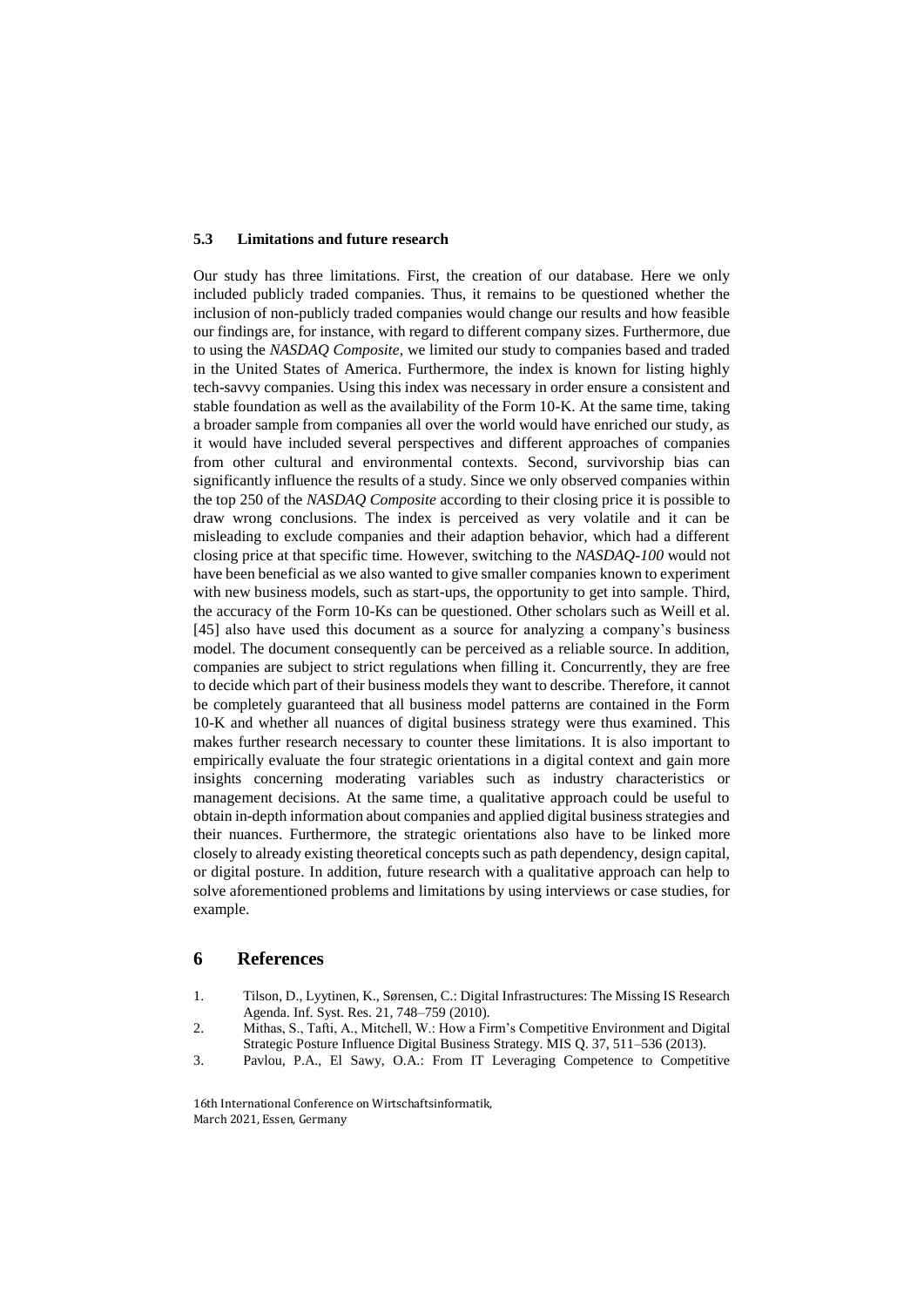### 5.3 Limitations and future research

Our study has three limitations. First, the creation of our database. Here we only included publicly traded companies. Thus, it remains to be questioned whether the inclusion of non-publicly traded companies would change our results and how feasible our findings are, for instance, with regard to different company sizes. Furthermore, due to using the *NASDAQ Composite*, we limited our study to companies based and traded in the United States of America. Furthermore, the index is known for listing highly tech-savvy companies. Using this index was necessary in order ensure a consistent and stable foundation as well as the availability of the Form 10-K. At the same time, taking a broader sample from companies all over the world would have enriched our study, as it would have included several perspectives and different approaches of companies from other cultural and environmental contexts. Second, survivorship bias can significantly influence the results of a study. Since we only observed companies within the top 250 of the *NASDAQ Composite* according to their closing price it is possible to draw wrong conclusions. The index is perceived as very volatile and it can be misleading to exclude companies and their adaption behavior, which had a different closing price at that specific time. However, switching to the *NASDAQ-100* would not have been beneficial as we also wanted to give smaller companies known to experiment with new business models, such as start-ups, the opportunity to get into sample. Third, the accuracy of the Form 10-Ks can be questioned. Other scholars such as Weill et al. [45] also have used this document as a source for analyzing a company's business model. The document consequently can be perceived as a reliable source. In addition, companies are subject to strict regulations when filling it. Concurrently, they are free to decide which part of their business models they want to describe. Therefore, it cannot be completely guaranteed that all business model patterns are contained in the Form 10-K and whether all nuances of digital business strategy were thus examined. This makes further research necessary to counter these limitations. It is also important to empirically evaluate the four strategic orientations in a digital context and gain more insights concerning moderating variables such as industry characteristics or management decisions. At the same time, a qualitative approach could be useful to obtain in-depth information about companies and applied digital business strategies and their nuances. Furthermore, the strategic orientations also have to be linked more closely to already existing theoretical concepts such as path dependency, design capital, or digital posture. In addition, future research with a qualitative approach can help to solve aforementioned problems and limitations by using interviews or case studies, for example.

# 6 References

1. Tilson, D., Lyytinen, K., Sørensen, C.: Digital Infrastructures: The Missing IS Research Agenda. Inf. Syst. Res. 21, 748–759 (2010).
2. Mithas, S., Tafti, A., Mitchell, W.: How a Firm's Competitive Environment and Digital Strategic Posture Influence Digital Business Strategy. MIS Q. 37, 511–536 (2013).
3. Pavlou, P.A., El Sawy, O.A.: From IT Leveraging Competence to Competitive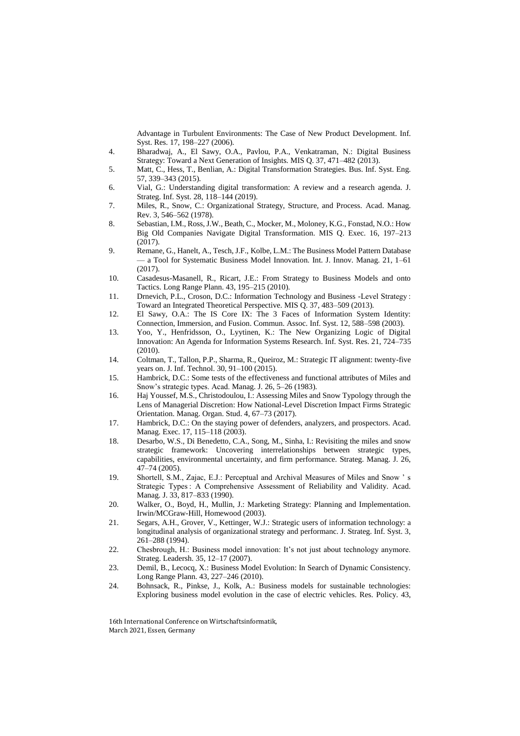Advantage in Turbulent Environments: The Case of New Product Development. Inf. Syst. Res. 17, 198–227 (2006).

4. Bharadwaj, A., El Sawy, O.A., Pavlou, P.A., Venkatraman, N.: Digital Business Strategy: Toward a Next Generation of Insights. MIS Q. 37, 471–482 (2013).
5. Matt, C., Hess, T., Benlian, A.: Digital Transformation Strategies. Bus. Inf. Syst. Eng. 57, 339–343 (2015).
6. Vial, G.: Understanding digital transformation: A review and a research agenda. J. Strateg. Inf. Syst. 28, 118–144 (2019).
7. Miles, R., Snow, C.: Organizational Strategy, Structure, and Process. Acad. Manag. Rev. 3, 546–562 (1978).
8. Sebastian, I.M., Ross, J.W., Beath, C., Mocker, M., Moloney, K.G., Fonstad, N.O.: How Big Old Companies Navigate Digital Transformation. MIS Q. Exec. 16, 197–213 (2017).
9. Remane, G., Hanelt, A., Tesch, J.F., Kolbe, L.M.: The Business Model Pattern Database — a Tool for Systematic Business Model Innovation. Int. J. Innov. Manag. 21, 1–61 (2017).
10. Casadesus-Masanell, R., Ricart, J.E.: From Strategy to Business Models and onto Tactics. Long Range Plann. 43, 195–215 (2010).
11. Drnevich, P.L., Croson, D.C.: Information Technology and Business -Level Strategy : Toward an Integrated Theoretical Perspective. MIS Q. 37, 483–509 (2013).
12. El Sawy, O.A.: The IS Core IX: The 3 Faces of Information System Identity: Connection, Immersion, and Fusion. Commun. Assoc. Inf. Syst. 12, 588–598 (2003).
13. Yoo, Y., Henfridsson, O., Lyytinen, K.: The New Organizing Logic of Digital Innovation: An Agenda for Information Systems Research. Inf. Syst. Res. 21, 724–735 (2010).
14. Coltman, T., Tallon, P.P., Sharma, R., Queiroz, M.: Strategic IT alignment: twenty-five years on. J. Inf. Technol. 30, 91–100 (2015).
15. Hambrick, D.C.: Some tests of the effectiveness and functional attributes of Miles and Snow's strategic types. Acad. Manag. J. 26, 5–26 (1983).
16. Haj Youssef, M.S., Christodoulou, I.: Assessing Miles and Snow Typology through the Lens of Managerial Discretion: How National-Level Discretion Impact Firms Strategic Orientation. Manag. Organ. Stud. 4, 67–73 (2017).
17. Hambrick, D.C.: On the staying power of defenders, analyzers, and prospectors. Acad. Manag. Exec. 17, 115–118 (2003).
18. Desarbo, W.S., Di Benedetto, C.A., Song, M., Sinha, I.: Revisiting the miles and snow strategic framework: Uncovering interrelationships between strategic types, capabilities, environmental uncertainty, and firm performance. Strateg. Manag. J. 26, 47–74 (2005).
19. Shortell, S.M., Zajac, E.J.: Perceptual and Archival Measures of Miles and Snow ' s Strategic Types : A Comprehensive Assessment of Reliability and Validity. Acad. Manag. J. 33, 817–833 (1990).
20. Walker, O., Boyd, H., Mullin, J.: Marketing Strategy: Planning and Implementation. Irwin/MCGraw-Hill, Homewood (2003).
21. Segars, A.H., Grover, V., Kettinger, W.J.: Strategic users of information technology: a longitudinal analysis of organizational strategy and performanc. J. Strateg. Inf. Syst. 3, 261–288 (1994).
22. Chesbrough, H.: Business model innovation: It's not just about technology anymore. Strateg. Leadersh. 35, 12–17 (2007).
23. Demil, B., Lecocq, X.: Business Model Evolution: In Search of Dynamic Consistency. Long Range Plann. 43, 227–246 (2010).
24. Bohnsack, R., Pinkse, J., Kolk, A.: Business models for sustainable technologies: Exploring business model evolution in the case of electric vehicles. Res. Policy. 43,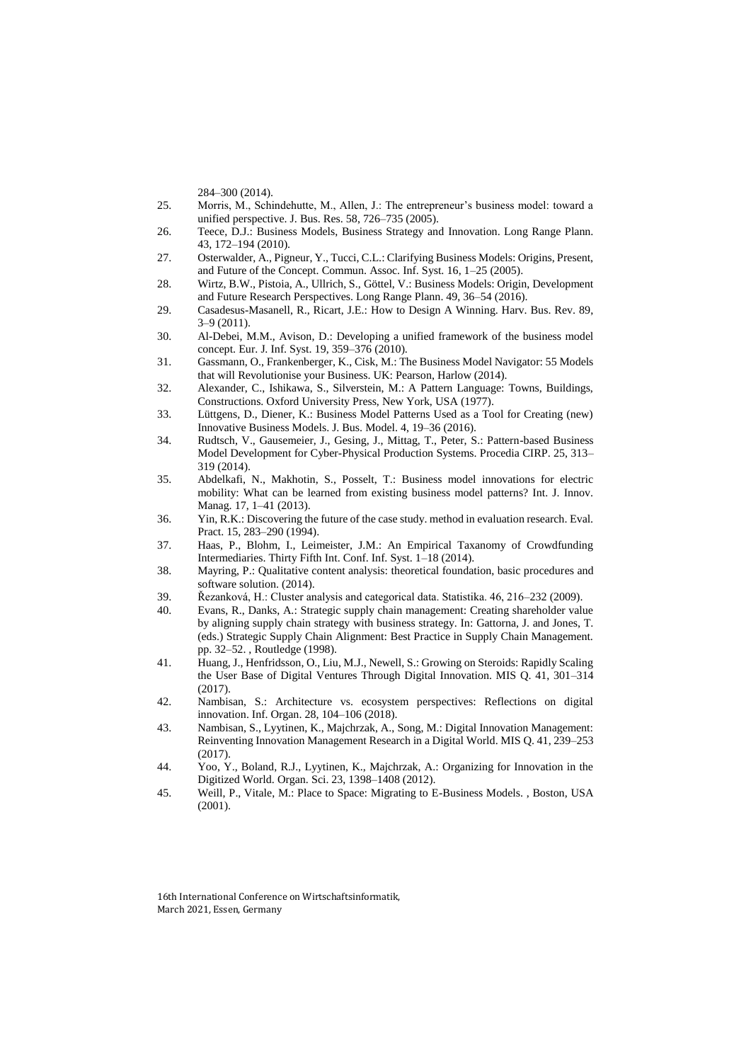284–300 (2014).

25. Morris, M., Schindehutte, M., Allen, J.: The entrepreneur's business model: toward a unified perspective. J. Bus. Res. 58, 726–735 (2005).
26. Teece, D.J.: Business Models, Business Strategy and Innovation. Long Range Plann. 43, 172–194 (2010).
27. Osterwalder, A., Pigneur, Y., Tucci, C.L.: Clarifying Business Models: Origins, Present, and Future of the Concept. Commun. Assoc. Inf. Syst. 16, 1–25 (2005).
28. Wirtz, B.W., Pistoia, A., Ullrich, S., Göttel, V.: Business Models: Origin, Development and Future Research Perspectives. Long Range Plann. 49, 36–54 (2016).
29. Casadesus-Masanell, R., Ricart, J.E.: How to Design A Winning. Harv. Bus. Rev. 89, 3–9 (2011).
30. Al-Debei, M.M., Avison, D.: Developing a unified framework of the business model concept. Eur. J. Inf. Syst. 19, 359–376 (2010).
31. Gassmann, O., Frankenberger, K., Cisk, M.: The Business Model Navigator: 55 Models that will Revolutionise your Business. UK: Pearson, Harlow (2014).
32. Alexander, C., Ishikawa, S., Silverstein, M.: A Pattern Language: Towns, Buildings, Constructions. Oxford University Press, New York, USA (1977).
33. Lüttgens, D., Diener, K.: Business Model Patterns Used as a Tool for Creating (new) Innovative Business Models. J. Bus. Model. 4, 19–36 (2016).
34. Rudtsch, V., Gausemeier, J., Gesing, J., Mittag, T., Peter, S.: Pattern-based Business Model Development for Cyber-Physical Production Systems. Procedia CIRP. 25, 313–319 (2014).
35. Abdelkafi, N., Makhotin, S., Posselt, T.: Business model innovations for electric mobility: What can be learned from existing business model patterns? Int. J. Innov. Manag. 17, 1–41 (2013).
36. Yin, R.K.: Discovering the future of the case study. method in evaluation research. Eval. Pract. 15, 283–290 (1994).
37. Haas, P., Blohm, I., Leimeister, J.M.: An Empirical Taxonomy of Crowdfunding Intermediaries. Thirty Fifth Int. Conf. Inf. Syst. 1–18 (2014).
38. Mayring, P.: Qualitative content analysis: theoretical foundation, basic procedures and software solution. (2014).
39. Řezanková, H.: Cluster analysis and categorical data. Statistika. 46, 216–232 (2009).
40. Evans, R., Danks, A.: Strategic supply chain management: Creating shareholder value by aligning supply chain strategy with business strategy. In: Gattorna, J. and Jones, T. (eds.) Strategic Supply Chain Alignment: Best Practice in Supply Chain Management. pp. 32–52. , Routledge (1998).
41. Huang, J., Henfridsson, O., Liu, M.J., Newell, S.: Growing on Steroids: Rapidly Scaling the User Base of Digital Ventures Through Digital Innovation. MIS Q. 41, 301–314 (2017).
42. Nambisan, S.: Architecture vs. ecosystem perspectives: Reflections on digital innovation. Inf. Organ. 28, 104–106 (2018).
43. Nambisan, S., Lyytinen, K., Majchrzak, A., Song, M.: Digital Innovation Management: Reinventing Innovation Management Research in a Digital World. MIS Q. 41, 239–253 (2017).
44. Yoo, Y., Boland, R.J., Lyytinen, K., Majchrzak, A.: Organizing for Innovation in the Digitized World. Organ. Sci. 23, 1398–1408 (2012).
45. Weill, P., Vitale, M.: Place to Space: Migrating to E-Business Models. , Boston, USA (2001).